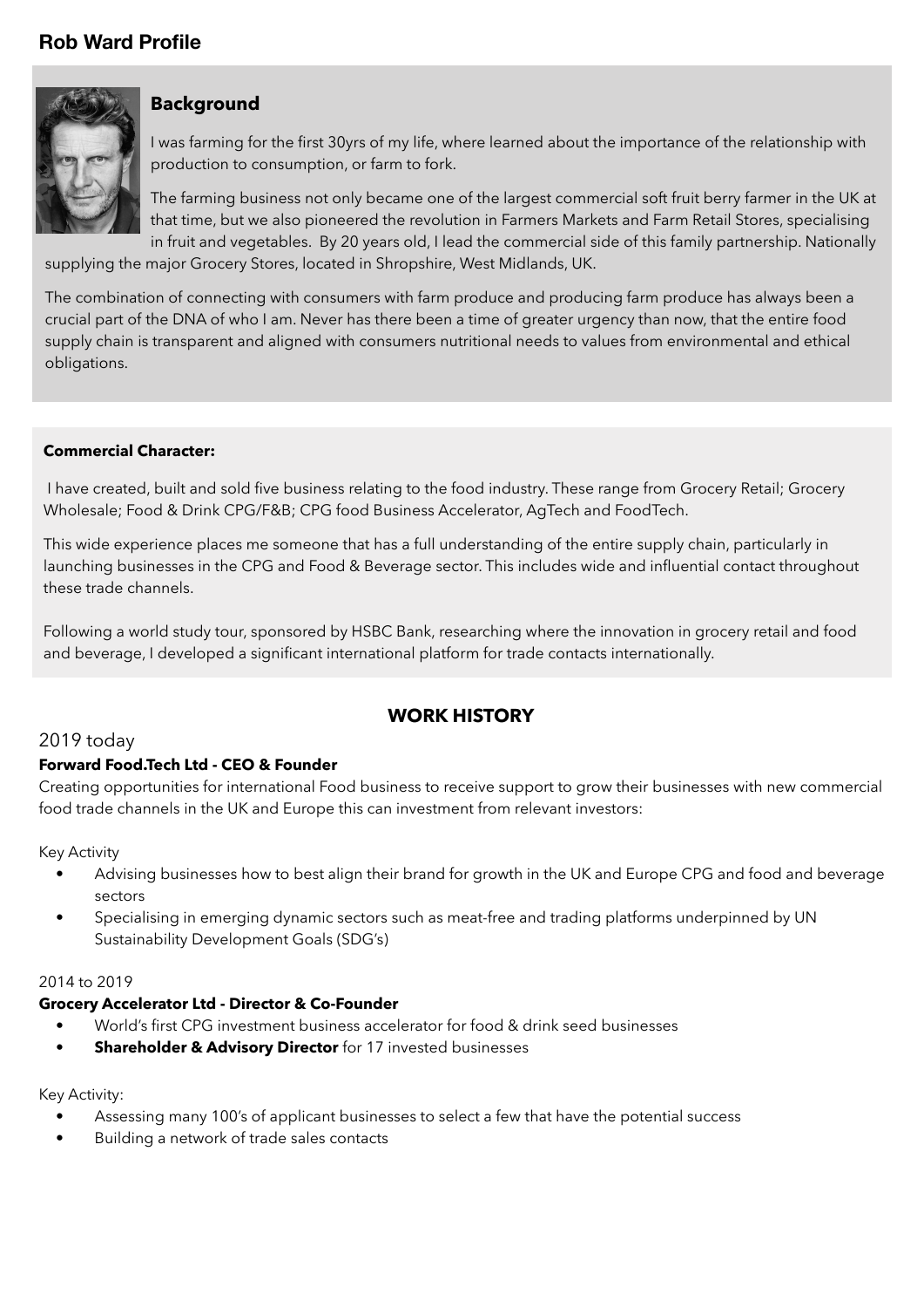# Rob Ward Profile

## Background

I was farming for the first 30yrs of my life, where learned about the importance of the relationship with production to consumption, or farm to fork.

The farming business not only became one of the largest commercial soft fruit berry farmer in the UK at that time, but we also pioneered the revolution in Farmers Markets and Farm Retail Stores, specialising in fruit and vegetables. By 20 years old, I lead the commercial side of this family partnership. Nationally supplying the major Grocery Stores, located in Shropshire, West Midlands, UK.

The combination of connecting with consumers with farm produce and producing farm produce has always been a crucial part of the DNA of who I am. Never has there been a time of greater urgency than now, that the entire food supply chain is transparent and aligned with consumers nutritional needs to values from environmental and ethical obligations.

**Commercial Character:**

I have created, built and sold five business relating to the food industry. These range from Grocery Retail; Grocery Wholesale; Food & Drink CPG/F&B; CPG food Business Accelerator, AgTech and FoodTech.

This wide experience places me someone that has a full understanding of the entire supply chain, particularly in launching businesses in the CPG and Food & Beverage sector. This includes wide and influential contact throughout these trade channels.

Following a world study tour, sponsored by HSBC Bank, researching where the innovation in grocery retail and food and beverage, I developed a significant international platform for trade contacts internationally.

## WORK HISTORY

2019 today

**Forward Food.Tech Ltd - CEO & Founder**

Creating opportunities for international Food business to receive support to grow their businesses with new commercial food trade channels in the UK and Europe this can investment from relevant investors:

Key Activity

- Advising businesses how to best align their brand for growth in the UK and Europe CPG and food and beverage sectors
- Specialising in emerging dynamic sectors such as meat-free and trading platforms underpinned by UN Sustainability Development Goals (SDG's)

2014 to 2019

**Grocery Accelerator Ltd - Director & Co-Founder**

- World's first CPG investment business accelerator for food & drink seed businesses
- **Shareholder & Advisory Director** for 17 invested businesses

Key Activity:

- Assessing many 100's of applicant businesses to select a few that have the potential success
- Building a network of trade sales contacts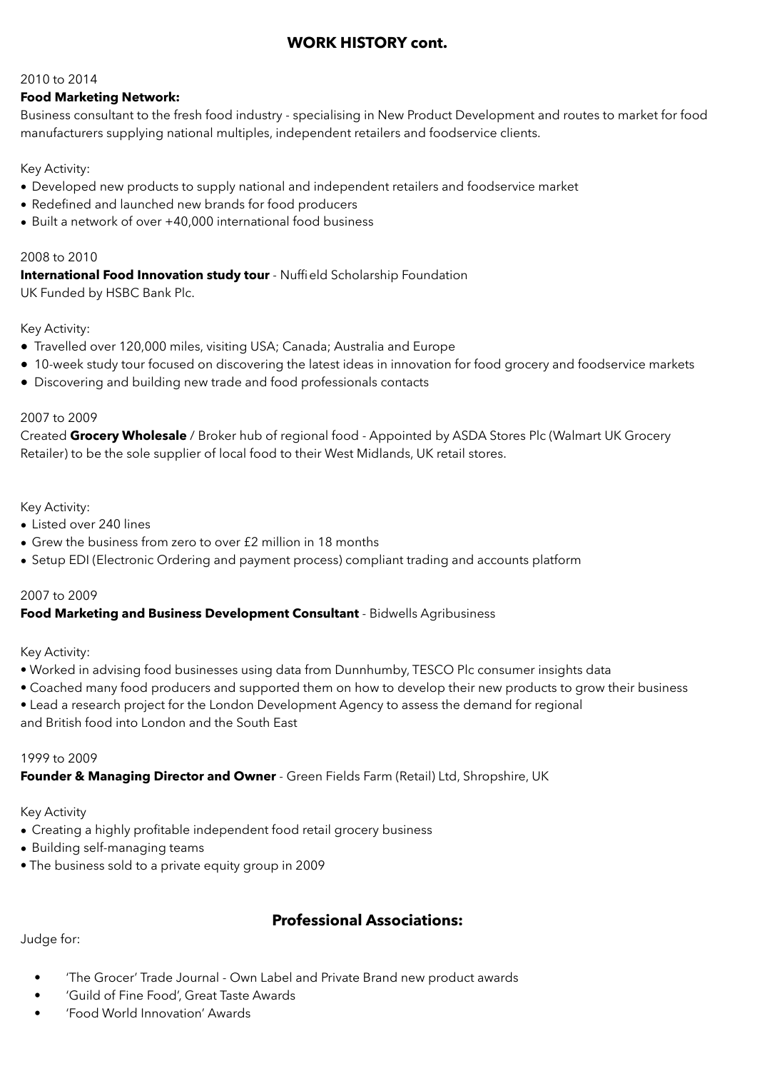## WORK HISTORY cont.

2010 to 2014

**Food Marketing Network:**

Business consultant to the fresh food industry - specialising in New Product Development and routes to market for food manufacturers supplying national multiples, independent retailers and foodservice clients.

Key Activity:

- Developed new products to supply national and independent retailers and foodservice market
- Redefined and launched new brands for food producers
- Built a network of over +40,000 international food business

2008 to 2010

**International Food Innovation study tour** - Nuffield Scholarship Foundation
UK Funded by HSBC Bank Plc.

Key Activity:

- Travelled over 120,000 miles, visiting USA; Canada; Australia and Europe
- 10-week study tour focused on discovering the latest ideas in innovation for food grocery and foodservice markets
- Discovering and building new trade and food professionals contacts

2007 to 2009

Created **Grocery Wholesale** / Broker hub of regional food - Appointed by ASDA Stores Plc (Walmart UK Grocery Retailer) to be the sole supplier of local food to their West Midlands, UK retail stores.

Key Activity:

- Listed over 240 lines
- Grew the business from zero to over £2 million in 18 months
- Setup EDI (Electronic Ordering and payment process) compliant trading and accounts platform

2007 to 2009

**Food Marketing and Business Development Consultant** - Bidwells Agribusiness

Key Activity:

- Worked in advising food businesses using data from Dunnhumby, TESCO Plc consumer insights data
- Coached many food producers and supported them on how to develop their new products to grow their business
- Lead a research project for the London Development Agency to assess the demand for regional and British food into London and the South East

1999 to 2009

**Founder & Managing Director and Owner** - Green Fields Farm (Retail) Ltd, Shropshire, UK

Key Activity

- Creating a highly profitable independent food retail grocery business
- Building self-managing teams
- The business sold to a private equity group in 2009

## Professional Associations:

Judge for:

- 'The Grocer' Trade Journal - Own Label and Private Brand new product awards
- 'Guild of Fine Food', Great Taste Awards
- 'Food World Innovation' Awards